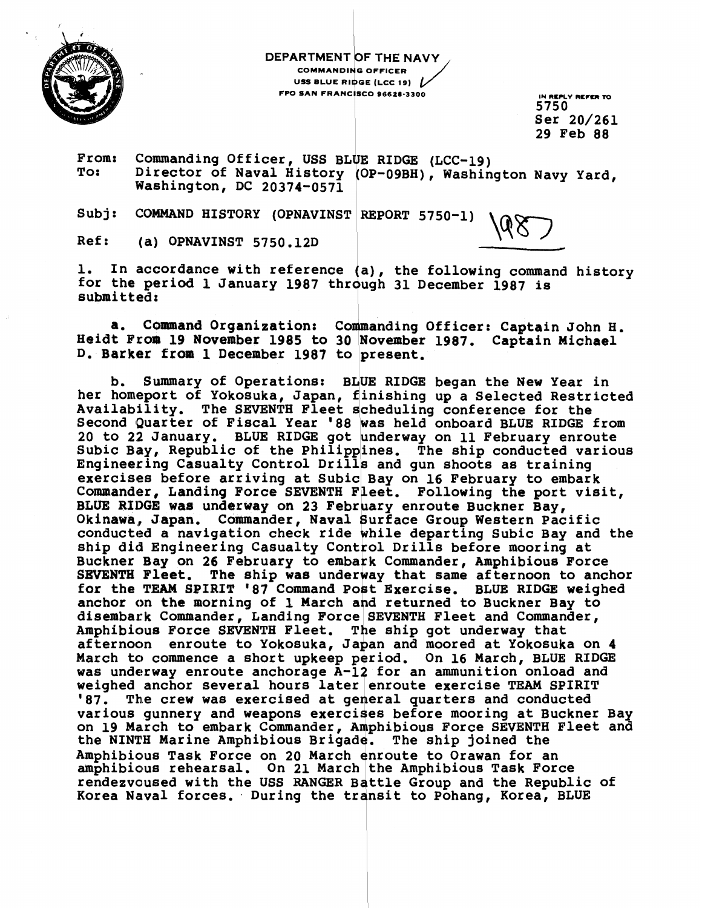DEPARTMENT OF THE NAVY
COMMANDING OFFICER
USS BLUE RIDGE (LCC 19)
FPO SAN FRANCISCO 96628-3300

IN REPLY REFER TO
5750
Ser 20/261
29 Feb 88

From: Commanding Officer, USS BLUE RIDGE (LCC-19)
To: Director of Naval History (OP-09BH), Washington Navy Yard, Washington, DC 20374-0571

Subj: COMMAND HISTORY (OPNAVINST REPORT 5750-1) 1987

Ref: (a) OPNAVINST 5750.12D

1. In accordance with reference (a), the following command history for the period 1 January 1987 through 31 December 1987 is submitted:

a. **Command Organization:** Commanding Officer: Captain John H. Heidt From 19 November 1985 to 30 November 1987. Captain Michael D. Barker from 1 December 1987 to present.

b. Summary of Operations: BLUE RIDGE began the New Year in her homeport of Yokosuka, Japan, finishing up a Selected Restricted Availability. The SEVENTH Fleet scheduling conference for the Second Quarter of Fiscal Year '88 was held onboard BLUE RIDGE from 20 to 22 January. BLUE RIDGE got underway on 11 February enroute Subic Bay, Republic of the Philippines. The ship conducted various Engineering Casualty Control Drills and gun shoots as training exercises before arriving at Subic Bay on 16 February to embark Commander, Landing Force SEVENTH Fleet. Following the port visit, BLUE RIDGE was underway on 23 February enroute Buckner Bay, Okinawa, Japan. Commander, Naval Surface Group Western Pacific conducted a navigation check ride while departing Subic Bay and the ship did Engineering Casualty Control Drills before mooring at Buckner Bay on 26 February to embark Commander, Amphibious Force SEVENTH Fleet. The ship was underway that same afternoon to anchor for the TEAM SPIRIT '87 Command Post Exercise. BLUE RIDGE weighed anchor on the morning of 1 March and returned to Buckner Bay to disembark Commander, Landing Force SEVENTH Fleet and Commander, Amphibious Force SEVENTH Fleet. The ship got underway that afternoon enroute to Yokosuka, Japan and moored at Yokosuka on 4 March to commence a short upkeep period. On 16 March, BLUE RIDGE was underway enroute anchorage A-12 for an ammunition onload and weighed anchor several hours later enroute exercise TEAM SPIRIT '87. The crew was exercised at general quarters and conducted various gunnery and weapons exercises before mooring at Buckner Bay on 19 March to embark Commander, Amphibious Force SEVENTH Fleet and the NINTH Marine Amphibious Brigade. The ship joined the Amphibious Task Force on 20 March enroute to Orawan for an amphibious rehearsal. On 21 March the Amphibious Task Force rendezvoused with the USS RANGER Battle Group and the Republic of Korea Naval forces. During the transit to Pohang, Korea, BLUE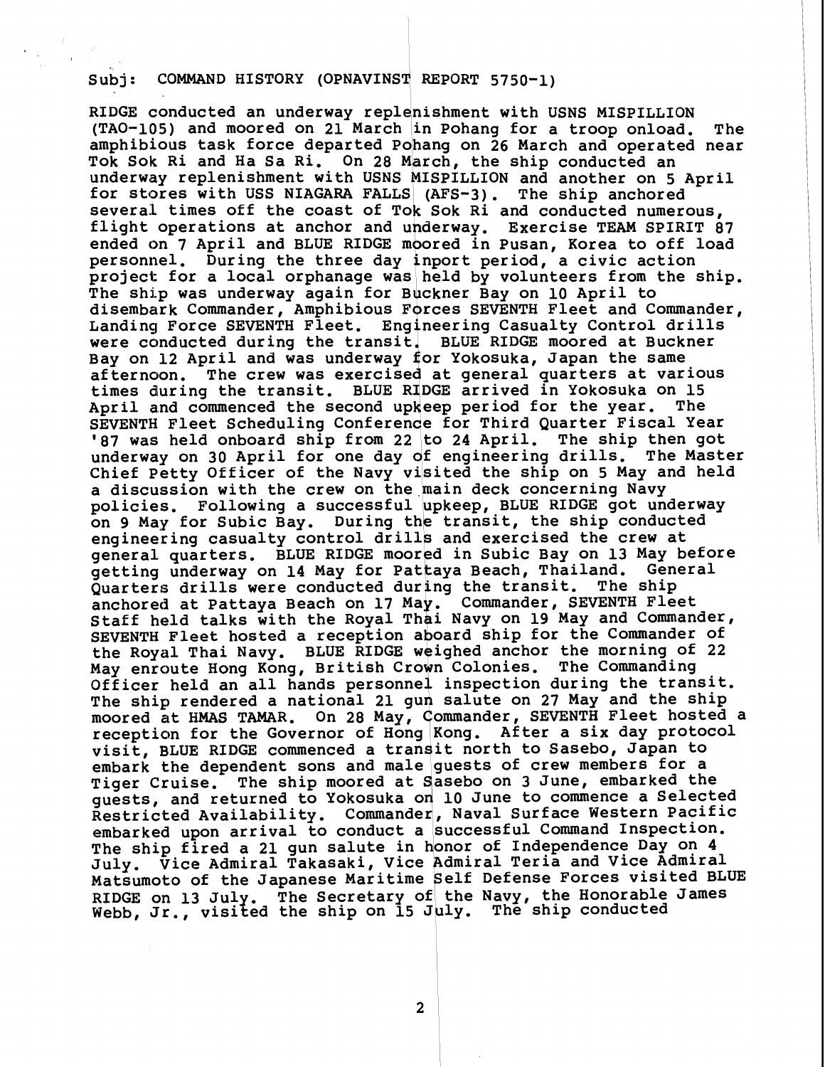Subj: COMMAND HISTORY (OPNAVINST REPORT 5750-1)

RIDGE conducted an underway replenishment with USNS MISPILLION (TAO-105) and moored on 21 March in Pohang for a troop onload. The amphibious task force departed Pohang on 26 March and operated near Tok Sok Ri and Ha Sa Ri. On 28 March, the ship conducted an underway replenishment with USNS MISPILLION and another on 5 April for stores with USS NIAGARA FALLS (AFS-3). The ship anchored several times off the coast of Tok Sok Ri and conducted numerous, flight operations at anchor and underway. Exercise TEAM SPIRIT 87 ended on 7 April and BLUE RIDGE moored in Pusan, Korea to off load personnel. During the three day inport period, a civic action project for a local orphanage was held by volunteers from the ship. The ship was underway again for Buckner Bay on 10 April to disembark Commander, Amphibious Forces SEVENTH Fleet and Commander, Landing Force SEVENTH Fleet. Engineering Casualty Control drills were conducted during the transit. BLUE RIDGE moored at Buckner Bay on 12 April and was underway for Yokosuka, Japan the same afternoon. The crew was exercised at general quarters at various times during the transit. BLUE RIDGE arrived in Yokosuka on 15 April and commenced the second upkeep period for the year. The SEVENTH Fleet Scheduling Conference for Third Quarter Fiscal Year '87 was held onboard ship from 22 to 24 April. The ship then got underway on 30 April for one day of engineering drills. The Master Chief Petty Officer of the Navy visited the ship on 5 May and held a discussion with the crew on the main deck concerning Navy policies. Following a successful upkeep, BLUE RIDGE got underway on 9 May for Subic Bay. During the transit, the ship conducted engineering casualty control drills and exercised the crew at general quarters. BLUE RIDGE moored in Subic Bay on 13 May before getting underway on 14 May for Pattaya Beach, Thailand. General Quarters drills were conducted during the transit. The ship anchored at Pattaya Beach on 17 May. Commander, SEVENTH Fleet Staff held talks with the Royal Thai Navy on 19 May and Commander, SEVENTH Fleet hosted a reception aboard ship for the Commander of the Royal Thai Navy. BLUE RIDGE weighed anchor the morning of 22 May enroute Hong Kong, British Crown Colonies. The Commanding Officer held an all hands personnel inspection during the transit. The ship rendered a national 21 gun salute on 27 May and the ship moored at HMAS TAMAR. On 28 May, Commander, SEVENTH Fleet hosted a reception for the Governor of Hong Kong. After a six day protocol visit, BLUE RIDGE commenced a transit north to Sasebo, Japan to embark the dependent sons and male guests of crew members for a Tiger Cruise. The ship moored at Sasebo on 3 June, embarked the guests, and returned to Yokosuka on 10 June to commence a Selected Restricted Availability. Commander, Naval Surface Western Pacific embarked upon arrival to conduct a successful Command Inspection. The ship fired a 21 gun salute in honor of Independence Day on 4 July. Vice Admiral Takasaki, Vice Admiral Teria and Vice Admiral Matsumoto of the Japanese Maritime Self Defense Forces visited BLUE RIDGE on 13 July. The Secretary of the Navy, the Honorable James Webb, Jr., visited the ship on 15 July. The ship conducted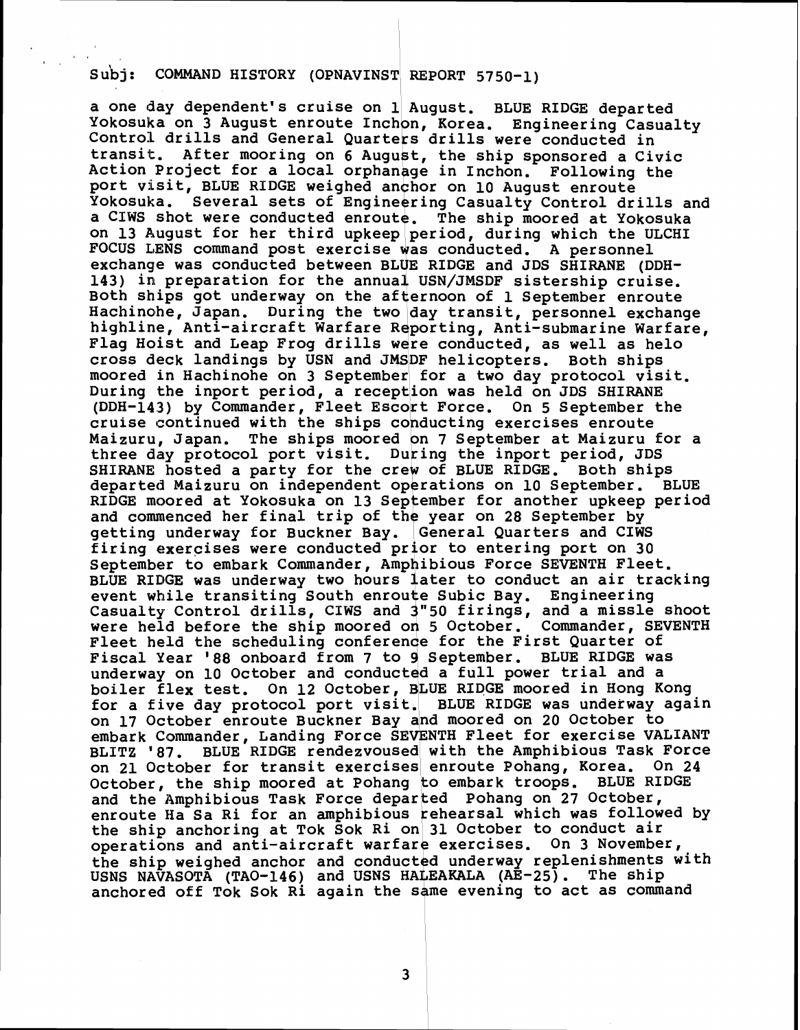Subj: COMMAND HISTORY (OPNAVINST REPORT 5750-1)

a one day dependent's cruise on 1 August. BLUE RIDGE departed Yokosuka on 3 August enroute Inchon, Korea. Engineering Casualty Control drills and General Quarters drills were conducted in transit. After mooring on 6 August, the ship sponsored a Civic Action Project for a local orphanage in Inchon. Following the port visit, BLUE RIDGE weighed anchor on 10 August enroute Yokosuka. Several sets of Engineering Casualty Control drills and a CIWS shot were conducted enroute. The ship moored at Yokosuka on 13 August for her third upkeep period, during which the ULCHI FOCUS LENS command post exercise was conducted. A personnel exchange was conducted between BLUE RIDGE and JDS SHIRANE (DDH-143) in preparation for the annual USN/JMSDF sistership cruise. Both ships got underway on the afternoon of 1 September enroute Hachinohe, Japan. During the two day transit, personnel exchange highline, Anti-aircraft Warfare Reporting, Anti-submarine Warfare, Flag Hoist and Leap Frog drills were conducted, as well as helo cross deck landings by USN and JMSDF helicopters. Both ships moored in Hachinohe on 3 September for a two day protocol visit. During the inport period, a reception was held on JDS SHIRANE (DDH-143) by Commander, Fleet Escort Force. On 5 September the cruise continued with the ships conducting exercises enroute Maizuru, Japan. The ships moored on 7 September at Maizuru for a three day protocol port visit. During the inport period, JDS SHIRANE hosted a party for the crew of BLUE RIDGE. Both ships departed Maizuru on independent operations on 10 September. BLUE RIDGE moored at Yokosuka on 13 September for another upkeep period and commenced her final trip of the year on 28 September by getting underway for Buckner Bay. General Quarters and CIWS firing exercises were conducted prior to entering port on 30 September to embark Commander, Amphibious Force SEVENTH Fleet. BLUE RIDGE was underway two hours later to conduct an air tracking event while transiting South enroute Subic Bay. Engineering Casualty Control drills, CIWS and 3"50 firings, and a missle shoot were held before the ship moored on 5 October. Commander, SEVENTH Fleet held the scheduling conference for the First Quarter of Fiscal Year '88 onboard from 7 to 9 September. BLUE RIDGE was underway on 10 October and conducted a full power trial and a boiler flex test. On 12 October, BLUE RIDGE moored in Hong Kong for a five day protocol port visit. BLUE RIDGE was underway again on 17 October enroute Buckner Bay and moored on 20 October to embark Commander, Landing Force SEVENTH Fleet for exercise VALIANT BLITZ '87. BLUE RIDGE rendezvoused with the Amphibious Task Force on 21 October for transit exercises enroute Pohang, Korea. On 24 October, the ship moored at Pohang to embark troops. BLUE RIDGE and the Amphibious Task Force departed Pohang on 27 October, enroute Ha Sa Ri for an amphibious rehearsal which was followed by the ship anchoring at Tok Sok Ri on 31 October to conduct air operations and anti-aircraft warfare exercises. On 3 November, the ship weighed anchor and conducted underway replenishments with USNS NAVASOTA (TAO-146) and USNS HALEAKALA (AE-25). The ship anchored off Tok Sok Ri again the same evening to act as command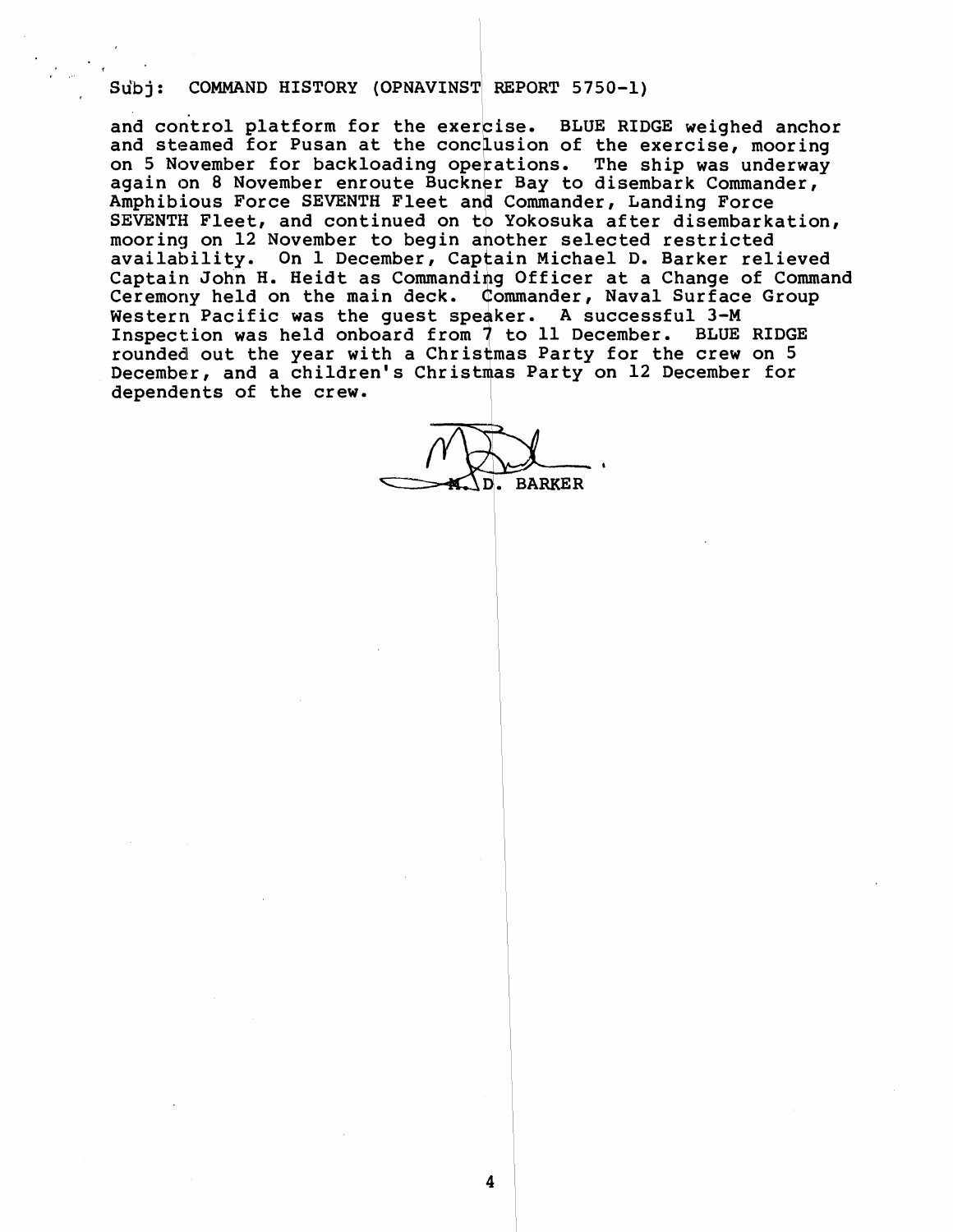Subj: COMMAND HISTORY (OPNAVINST REPORT 5750-1)

and control platform for the exercise. BLUE RIDGE weighed anchor and steamed for Pusan at the conclusion of the exercise, mooring on 5 November for backloading operations. The ship was underway again on 8 November enroute Buckner Bay to disembark Commander, Amphibious Force SEVENTH Fleet and Commander, Landing Force SEVENTH Fleet, and continued on to Yokosuka after disembarkation, mooring on 12 November to begin another selected restricted availability. On 1 December, Captain Michael D. Barker relieved Captain John H. Heidt as Commanding Officer at a Change of Command Ceremony held on the main deck. Commander, Naval Surface Group Western Pacific was the guest speaker. A successful 3-M Inspection was held onboard from 7 to 11 December. BLUE RIDGE rounded out the year with a Christmas Party for the crew on 5 December, and a children's Christmas Party on 12 December for dependents of the crew.

M. D. BARKER